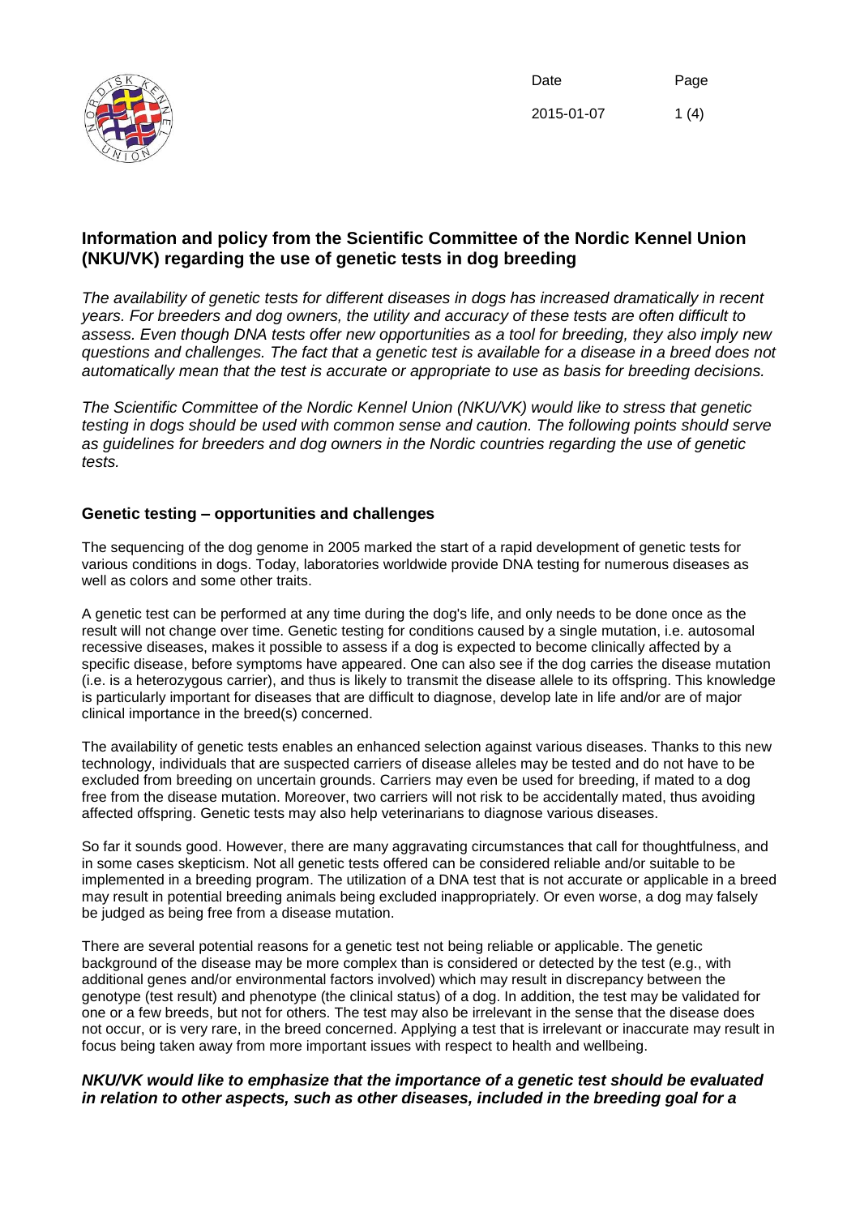## Information and policy from the Scientific Committee of the Nordic Kennel Union (NKU/VK) regarding the use of genetic tests in dog breeding

*The availability of genetic tests for different diseases in dogs has increased dramatically in recent years. For breeders and dog owners, the utility and accuracy of these tests are often difficult to assess. Even though DNA tests offer new opportunities as a tool for breeding, they also imply new questions and challenges. The fact that a genetic test is available for a disease in a breed does not automatically mean that the test is accurate or appropriate to use as basis for breeding decisions.*

*The Scientific Committee of the Nordic Kennel Union (NKU/VK) would like to stress that genetic testing in dogs should be used with common sense and caution. The following points should serve as guidelines for breeders and dog owners in the Nordic countries regarding the use of genetic tests.*

### Genetic testing – opportunities and challenges

The sequencing of the dog genome in 2005 marked the start of a rapid development of genetic tests for various conditions in dogs. Today, laboratories worldwide provide DNA testing for numerous diseases as well as colors and some other traits.

A genetic test can be performed at any time during the dog's life, and only needs to be done once as the result will not change over time. Genetic testing for conditions caused by a single mutation, i.e. autosomal recessive diseases, makes it possible to assess if a dog is expected to become clinically affected by a specific disease, before symptoms have appeared. One can also see if the dog carries the disease mutation (i.e. is a heterozygous carrier), and thus is likely to transmit the disease allele to its offspring. This knowledge is particularly important for diseases that are difficult to diagnose, develop late in life and/or are of major clinical importance in the breed(s) concerned.

The availability of genetic tests enables an enhanced selection against various diseases. Thanks to this new technology, individuals that are suspected carriers of disease alleles may be tested and do not have to be excluded from breeding on uncertain grounds. Carriers may even be used for breeding, if mated to a dog free from the disease mutation. Moreover, two carriers will not risk to be accidentally mated, thus avoiding affected offspring. Genetic tests may also help veterinarians to diagnose various diseases.

So far it sounds good. However, there are many aggravating circumstances that call for thoughtfulness, and in some cases skepticism. Not all genetic tests offered can be considered reliable and/or suitable to be implemented in a breeding program. The utilization of a DNA test that is not accurate or applicable in a breed may result in potential breeding animals being excluded inappropriately. Or even worse, a dog may falsely be judged as being free from a disease mutation.

There are several potential reasons for a genetic test not being reliable or applicable. The genetic background of the disease may be more complex than is considered or detected by the test (e.g., with additional genes and/or environmental factors involved) which may result in discrepancy between the genotype (test result) and phenotype (the clinical status) of a dog. In addition, the test may be validated for one or a few breeds, but not for others. The test may also be irrelevant in the sense that the disease does not occur, or is very rare, in the breed concerned. Applying a test that is irrelevant or inaccurate may result in focus being taken away from more important issues with respect to health and wellbeing.

***NKU/VK would like to emphasize that the importance of a genetic test should be evaluated in relation to other aspects, such as other diseases, included in the breeding goal for a***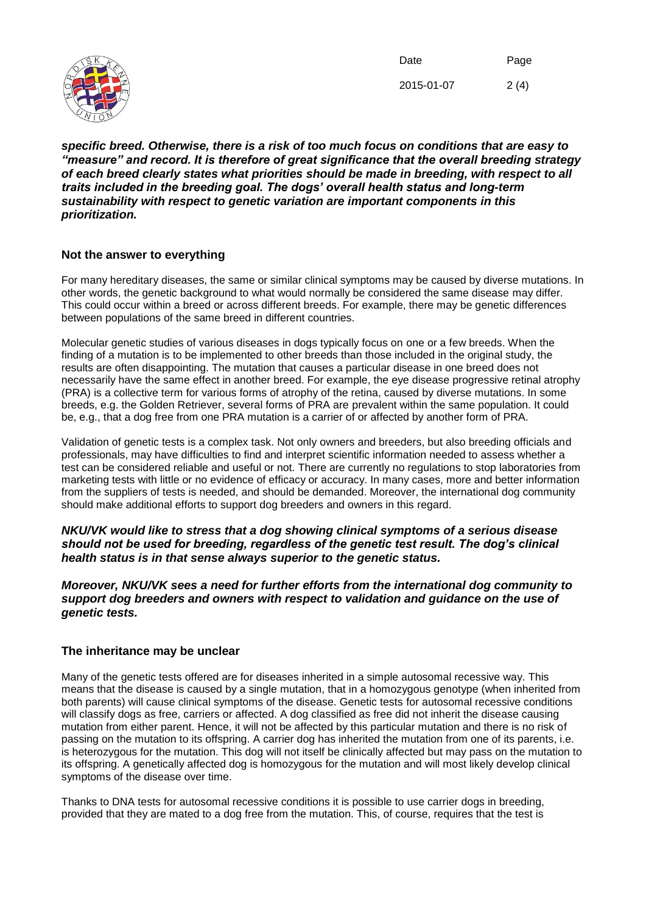***specific breed. Otherwise, there is a risk of too much focus on conditions that are easy to "measure" and record. It is therefore of great significance that the overall breeding strategy of each breed clearly states what priorities should be made in breeding, with respect to all traits included in the breeding goal. The dogs' overall health status and long-term sustainability with respect to genetic variation are important components in this prioritization.***

## Not the answer to everything

For many hereditary diseases, the same or similar clinical symptoms may be caused by diverse mutations. In other words, the genetic background to what would normally be considered the same disease may differ. This could occur within a breed or across different breeds. For example, there may be genetic differences between populations of the same breed in different countries.

Molecular genetic studies of various diseases in dogs typically focus on one or a few breeds. When the finding of a mutation is to be implemented to other breeds than those included in the original study, the results are often disappointing. The mutation that causes a particular disease in one breed does not necessarily have the same effect in another breed. For example, the eye disease progressive retinal atrophy (PRA) is a collective term for various forms of atrophy of the retina, caused by diverse mutations. In some breeds, e.g. the Golden Retriever, several forms of PRA are prevalent within the same population. It could be, e.g., that a dog free from one PRA mutation is a carrier of or affected by another form of PRA.

Validation of genetic tests is a complex task. Not only owners and breeders, but also breeding officials and professionals, may have difficulties to find and interpret scientific information needed to assess whether a test can be considered reliable and useful or not. There are currently no regulations to stop laboratories from marketing tests with little or no evidence of efficacy or accuracy. In many cases, more and better information from the suppliers of tests is needed, and should be demanded. Moreover, the international dog community should make additional efforts to support dog breeders and owners in this regard.

***NKU/VK would like to stress that a dog showing clinical symptoms of a serious disease should not be used for breeding, regardless of the genetic test result. The dog's clinical health status is in that sense always superior to the genetic status.***

***Moreover, NKU/VK sees a need for further efforts from the international dog community to support dog breeders and owners with respect to validation and guidance on the use of genetic tests.***

## The inheritance may be unclear

Many of the genetic tests offered are for diseases inherited in a simple autosomal recessive way. This means that the disease is caused by a single mutation, that in a homozygous genotype (when inherited from both parents) will cause clinical symptoms of the disease. Genetic tests for autosomal recessive conditions will classify dogs as free, carriers or affected. A dog classified as free did not inherit the disease causing mutation from either parent. Hence, it will not be affected by this particular mutation and there is no risk of passing on the mutation to its offspring. A carrier dog has inherited the mutation from one of its parents, i.e. is heterozygous for the mutation. This dog will not itself be clinically affected but may pass on the mutation to its offspring. A genetically affected dog is homozygous for the mutation and will most likely develop clinical symptoms of the disease over time.

Thanks to DNA tests for autosomal recessive conditions it is possible to use carrier dogs in breeding, provided that they are mated to a dog free from the mutation. This, of course, requires that the test is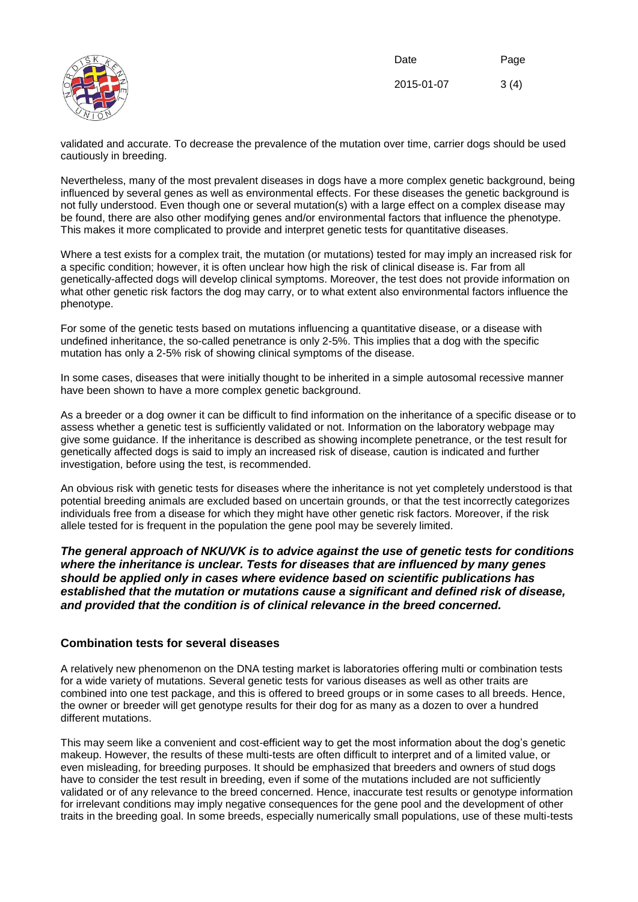validated and accurate. To decrease the prevalence of the mutation over time, carrier dogs should be used cautiously in breeding.

Nevertheless, many of the most prevalent diseases in dogs have a more complex genetic background, being influenced by several genes as well as environmental effects. For these diseases the genetic background is not fully understood. Even though one or several mutation(s) with a large effect on a complex disease may be found, there are also other modifying genes and/or environmental factors that influence the phenotype. This makes it more complicated to provide and interpret genetic tests for quantitative diseases.

Where a test exists for a complex trait, the mutation (or mutations) tested for may imply an increased risk for a specific condition; however, it is often unclear how high the risk of clinical disease is. Far from all genetically-affected dogs will develop clinical symptoms. Moreover, the test does not provide information on what other genetic risk factors the dog may carry, or to what extent also environmental factors influence the phenotype.

For some of the genetic tests based on mutations influencing a quantitative disease, or a disease with undefined inheritance, the so-called penetrance is only 2-5%. This implies that a dog with the specific mutation has only a 2-5% risk of showing clinical symptoms of the disease.

In some cases, diseases that were initially thought to be inherited in a simple autosomal recessive manner have been shown to have a more complex genetic background.

As a breeder or a dog owner it can be difficult to find information on the inheritance of a specific disease or to assess whether a genetic test is sufficiently validated or not. Information on the laboratory webpage may give some guidance. If the inheritance is described as showing incomplete penetrance, or the test result for genetically affected dogs is said to imply an increased risk of disease, caution is indicated and further investigation, before using the test, is recommended.

An obvious risk with genetic tests for diseases where the inheritance is not yet completely understood is that potential breeding animals are excluded based on uncertain grounds, or that the test incorrectly categorizes individuals free from a disease for which they might have other genetic risk factors. Moreover, if the risk allele tested for is frequent in the population the gene pool may be severely limited.

***The general approach of NKU/VK is to advice against the use of genetic tests for conditions where the inheritance is unclear. Tests for diseases that are influenced by many genes should be applied only in cases where evidence based on scientific publications has established that the mutation or mutations cause a significant and defined risk of disease, and provided that the condition is of clinical relevance in the breed concerned.***

## Combination tests for several diseases

A relatively new phenomenon on the DNA testing market is laboratories offering multi or combination tests for a wide variety of mutations. Several genetic tests for various diseases as well as other traits are combined into one test package, and this is offered to breed groups or in some cases to all breeds. Hence, the owner or breeder will get genotype results for their dog for as many as a dozen to over a hundred different mutations.

This may seem like a convenient and cost-efficient way to get the most information about the dog's genetic makeup. However, the results of these multi-tests are often difficult to interpret and of a limited value, or even misleading, for breeding purposes. It should be emphasized that breeders and owners of stud dogs have to consider the test result in breeding, even if some of the mutations included are not sufficiently validated or of any relevance to the breed concerned. Hence, inaccurate test results or genotype information for irrelevant conditions may imply negative consequences for the gene pool and the development of other traits in the breeding goal. In some breeds, especially numerically small populations, use of these multi-tests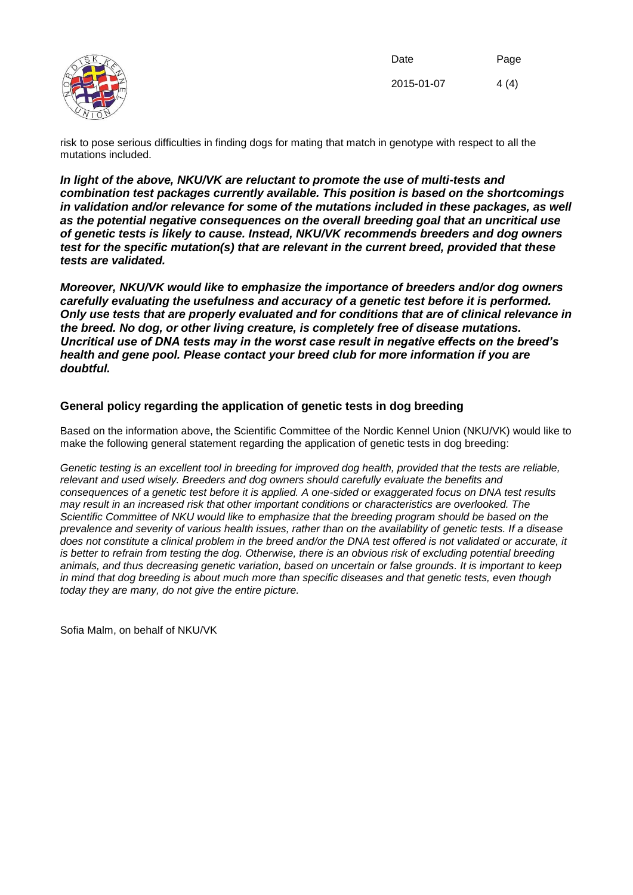risk to pose serious difficulties in finding dogs for mating that match in genotype with respect to all the mutations included.

***In light of the above, NKU/VK are reluctant to promote the use of multi-tests and combination test packages currently available. This position is based on the shortcomings in validation and/or relevance for some of the mutations included in these packages, as well as the potential negative consequences on the overall breeding goal that an uncritical use of genetic tests is likely to cause. Instead, NKU/VK recommends breeders and dog owners test for the specific mutation(s) that are relevant in the current breed, provided that these tests are validated.***

***Moreover, NKU/VK would like to emphasize the importance of breeders and/or dog owners carefully evaluating the usefulness and accuracy of a genetic test before it is performed. Only use tests that are properly evaluated and for conditions that are of clinical relevance in the breed. No dog, or other living creature, is completely free of disease mutations. Uncritical use of DNA tests may in the worst case result in negative effects on the breed's health and gene pool. Please contact your breed club for more information if you are doubtful.***

## General policy regarding the application of genetic tests in dog breeding

Based on the information above, the Scientific Committee of the Nordic Kennel Union (NKU/VK) would like to make the following general statement regarding the application of genetic tests in dog breeding:

*Genetic testing is an excellent tool in breeding for improved dog health, provided that the tests are reliable, relevant and used wisely. Breeders and dog owners should carefully evaluate the benefits and consequences of a genetic test before it is applied. A one-sided or exaggerated focus on DNA test results may result in an increased risk that other important conditions or characteristics are overlooked. The Scientific Committee of NKU would like to emphasize that the breeding program should be based on the prevalence and severity of various health issues, rather than on the availability of genetic tests. If a disease does not constitute a clinical problem in the breed and/or the DNA test offered is not validated or accurate, it is better to refrain from testing the dog. Otherwise, there is an obvious risk of excluding potential breeding animals, and thus decreasing genetic variation, based on uncertain or false grounds. It is important to keep in mind that dog breeding is about much more than specific diseases and that genetic tests, even though today they are many, do not give the entire picture.*

Sofia Malm, on behalf of NKU/VK